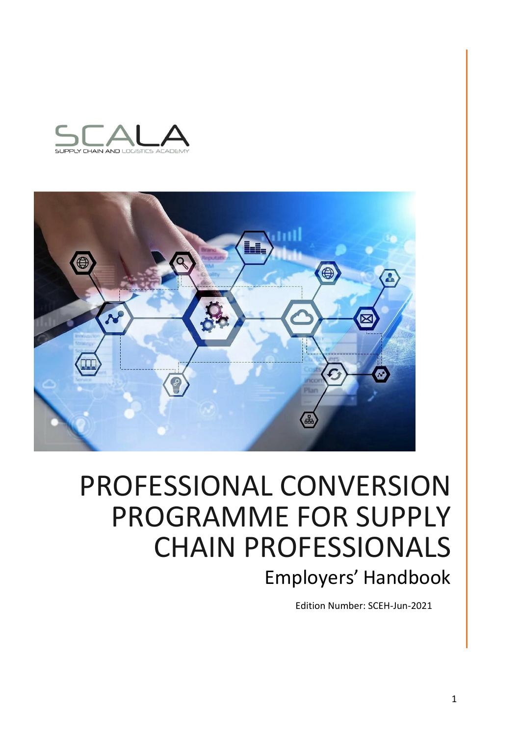SCALA

SUPPLY CHAIN AND LOGISTICS ACADEMY

# PROFESSIONAL CONVERSION PROGRAMME FOR SUPPLY CHAIN PROFESSIONALS

## Employers' Handbook

Edition Number: SCEH-Jun-2021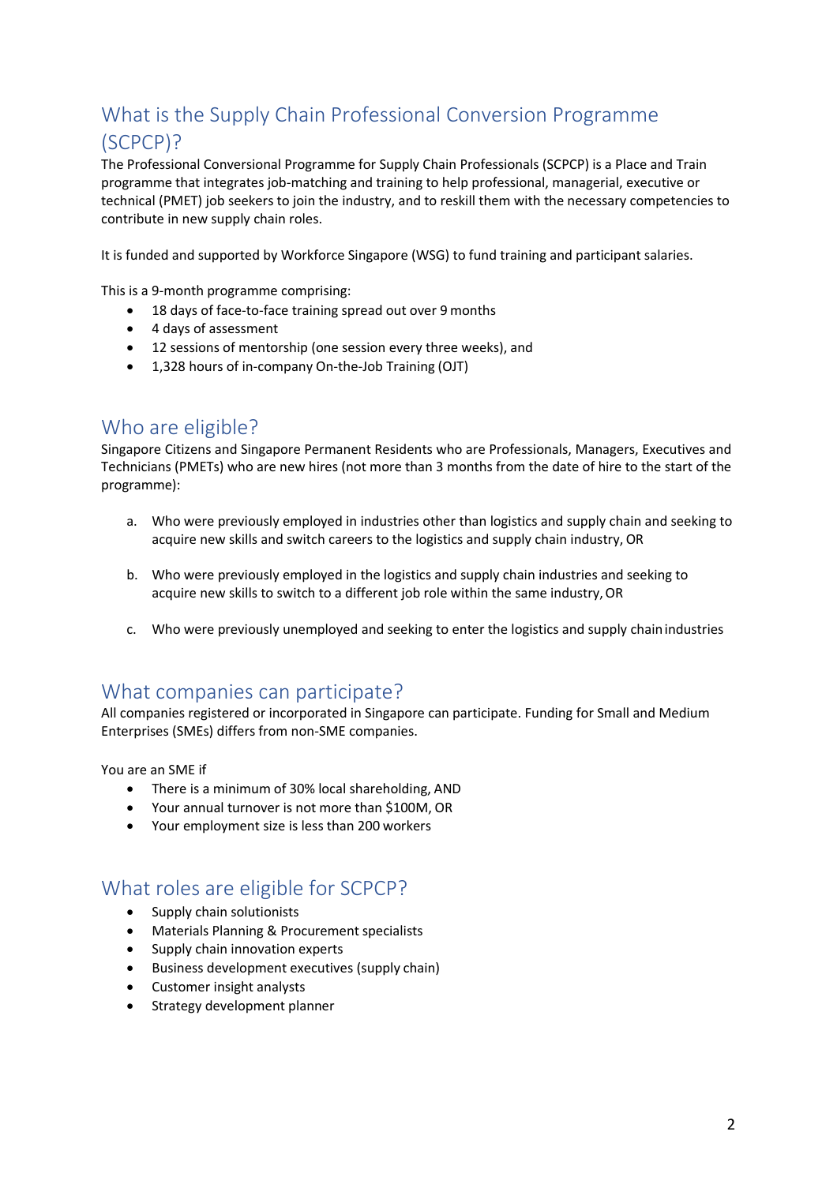## What is the Supply Chain Professional Conversion Programme (SCPCP)?

The Professional Conversional Programme for Supply Chain Professionals (SCPCP) is a Place and Train programme that integrates job-matching and training to help professional, managerial, executive or technical (PMET) job seekers to join the industry, and to reskill them with the necessary competencies to contribute in new supply chain roles.

It is funded and supported by Workforce Singapore (WSG) to fund training and participant salaries.

This is a 9-month programme comprising:

- 18 days of face-to-face training spread out over 9 months
- 4 days of assessment
- 12 sessions of mentorship (one session every three weeks), and
- 1,328 hours of in-company On-the-Job Training (OJT)

## Who are eligible?

Singapore Citizens and Singapore Permanent Residents who are Professionals, Managers, Executives and Technicians (PMETs) who are new hires (not more than 3 months from the date of hire to the start of the programme):

a. Who were previously employed in industries other than logistics and supply chain and seeking to acquire new skills and switch careers to the logistics and supply chain industry, OR

b. Who were previously employed in the logistics and supply chain industries and seeking to acquire new skills to switch to a different job role within the same industry, OR

c. Who were previously unemployed and seeking to enter the logistics and supply chain industries

## What companies can participate?

All companies registered or incorporated in Singapore can participate. Funding for Small and Medium Enterprises (SMEs) differs from non-SME companies.

You are an SME if

- There is a minimum of 30% local shareholding, AND
- Your annual turnover is not more than $100M, OR
- Your employment size is less than 200 workers

## What roles are eligible for SCPCP?

- Supply chain solutionists
- Materials Planning & Procurement specialists
- Supply chain innovation experts
- Business development executives (supply chain)
- Customer insight analysts
- Strategy development planner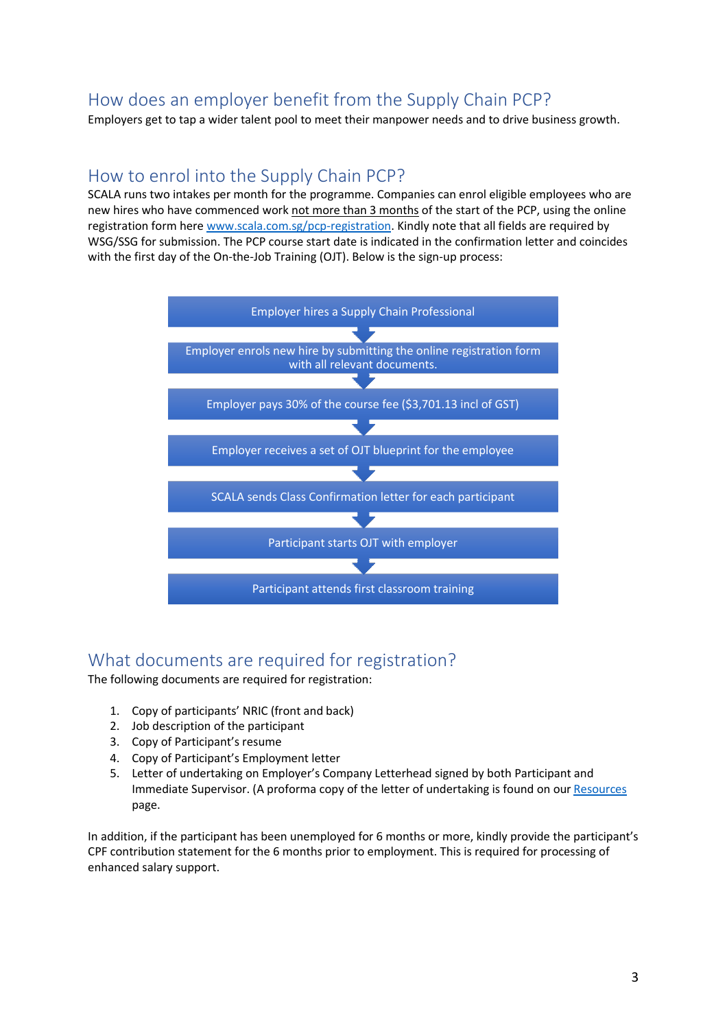## How does an employer benefit from the Supply Chain PCP?

Employers get to tap a wider talent pool to meet their manpower needs and to drive business growth.

## How to enrol into the Supply Chain PCP?

SCALA runs two intakes per month for the programme. Companies can enrol eligible employees who are new hires who have commenced work not more than 3 months of the start of the PCP, using the online registration form here www.scala.com.sg/pcp-registration. Kindly note that all fields are required by WSG/SSG for submission. The PCP course start date is indicated in the confirmation letter and coincides with the first day of the On-the-Job Training (OJT). Below is the sign-up process:

1. Employer hires a Supply Chain Professional
2. Employer enrols new hire by submitting the online registration form with all relevant documents.
3. Employer pays 30% of the course fee ($3,701.13 incl of GST)
4. Employer receives a set of OJT blueprint for the employee
5. SCALA sends Class Confirmation letter for each participant
6. Participant starts OJT with employer
7. Participant attends first classroom training

## What documents are required for registration?

The following documents are required for registration:

1. Copy of participants' NRIC (front and back)
2. Job description of the participant
3. Copy of Participant's resume
4. Copy of Participant's Employment letter
5. Letter of undertaking on Employer's Company Letterhead signed by both Participant and Immediate Supervisor. (A proforma copy of the letter of undertaking is found on our Resources page.

In addition, if the participant has been unemployed for 6 months or more, kindly provide the participant's CPF contribution statement for the 6 months prior to employment. This is required for processing of enhanced salary support.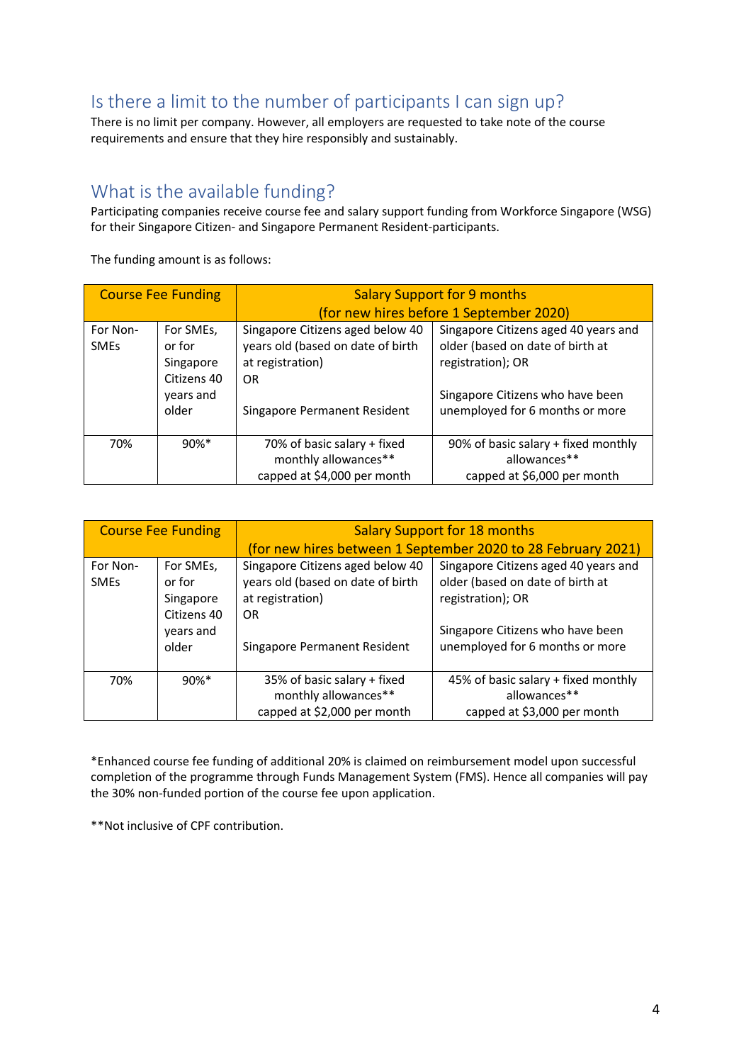## Is there a limit to the number of participants I can sign up?

There is no limit per company. However, all employers are requested to take note of the course requirements and ensure that they hire responsibly and sustainably.

## What is the available funding?

Participating companies receive course fee and salary support funding from Workforce Singapore (WSG) for their Singapore Citizen- and Singapore Permanent Resident-participants.

The funding amount is as follows:

| Course Fee Funding | | Salary Support for 9 months (for new hires before 1 September 2020) | |
|---|---|---|---|
| For Non-SMEs | For SMEs, or for Singapore Citizens 40 years and older | Singapore Citizens aged below 40 years old (based on date of birth at registration) OR Singapore Permanent Resident | Singapore Citizens aged 40 years and older (based on date of birth at registration); OR Singapore Citizens who have been unemployed for 6 months or more |
| 70% | 90%* | 70% of basic salary + fixed monthly allowances** capped at $4,000 per month | 90% of basic salary + fixed monthly allowances** capped at $6,000 per month |

| Course Fee Funding | | Salary Support for 18 months (for new hires between 1 September 2020 to 28 February 2021) | |
|---|---|---|---|
| For Non-SMEs | For SMEs, or for Singapore Citizens 40 years and older | Singapore Citizens aged below 40 years old (based on date of birth at registration) OR Singapore Permanent Resident | Singapore Citizens aged 40 years and older (based on date of birth at registration); OR Singapore Citizens who have been unemployed for 6 months or more |
| 70% | 90%* | 35% of basic salary + fixed monthly allowances** capped at $2,000 per month | 45% of basic salary + fixed monthly allowances** capped at $3,000 per month |

*Enhanced course fee funding of additional 20% is claimed on reimbursement model upon successful completion of the programme through Funds Management System (FMS). Hence all companies will pay the 30% non-funded portion of the course fee upon application.

**Not inclusive of CPF contribution.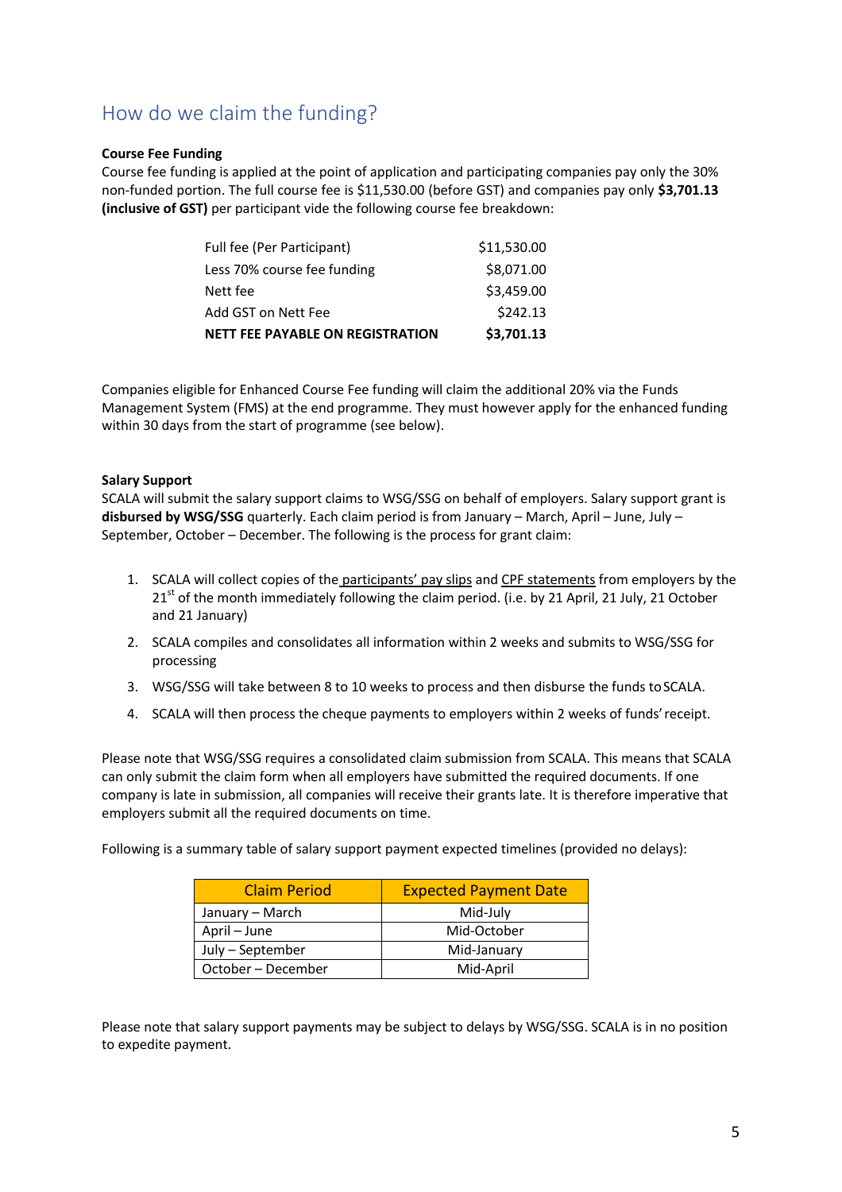## How do we claim the funding?

**Course Fee Funding**

Course fee funding is applied at the point of application and participating companies pay only the 30% non-funded portion. The full course fee is $11,530.00 (before GST) and companies pay only **$3,701.13 (inclusive of GST)** per participant vide the following course fee breakdown:

| | |
|---|---|
| Full fee (Per Participant) | $11,530.00 |
| Less 70% course fee funding | $8,071.00 |
| Nett fee | $3,459.00 |
| Add GST on Nett Fee | $242.13 |
| **NETT FEE PAYABLE ON REGISTRATION** | **$3,701.13** |

Companies eligible for Enhanced Course Fee funding will claim the additional 20% via the Funds Management System (FMS) at the end programme. They must however apply for the enhanced funding within 30 days from the start of programme (see below).

**Salary Support**

SCALA will submit the salary support claims to WSG/SSG on behalf of employers. Salary support grant is **disbursed by WSG/SSG** quarterly. Each claim period is from January – March, April – June, July – September, October – December. The following is the process for grant claim:

1. SCALA will collect copies of the participants' pay slips and CPF statements from employers by the 21st of the month immediately following the claim period. (i.e. by 21 April, 21 July, 21 October and 21 January)
2. SCALA compiles and consolidates all information within 2 weeks and submits to WSG/SSG for processing
3. WSG/SSG will take between 8 to 10 weeks to process and then disburse the funds to SCALA.
4. SCALA will then process the cheque payments to employers within 2 weeks of funds' receipt.

Please note that WSG/SSG requires a consolidated claim submission from SCALA. This means that SCALA can only submit the claim form when all employers have submitted the required documents. If one company is late in submission, all companies will receive their grants late. It is therefore imperative that employers submit all the required documents on time.

Following is a summary table of salary support payment expected timelines (provided no delays):

| Claim Period | Expected Payment Date |
|---|---|
| January – March | Mid-July |
| April – June | Mid-October |
| July – September | Mid-January |
| October – December | Mid-April |

Please note that salary support payments may be subject to delays by WSG/SSG. SCALA is in no position to expedite payment.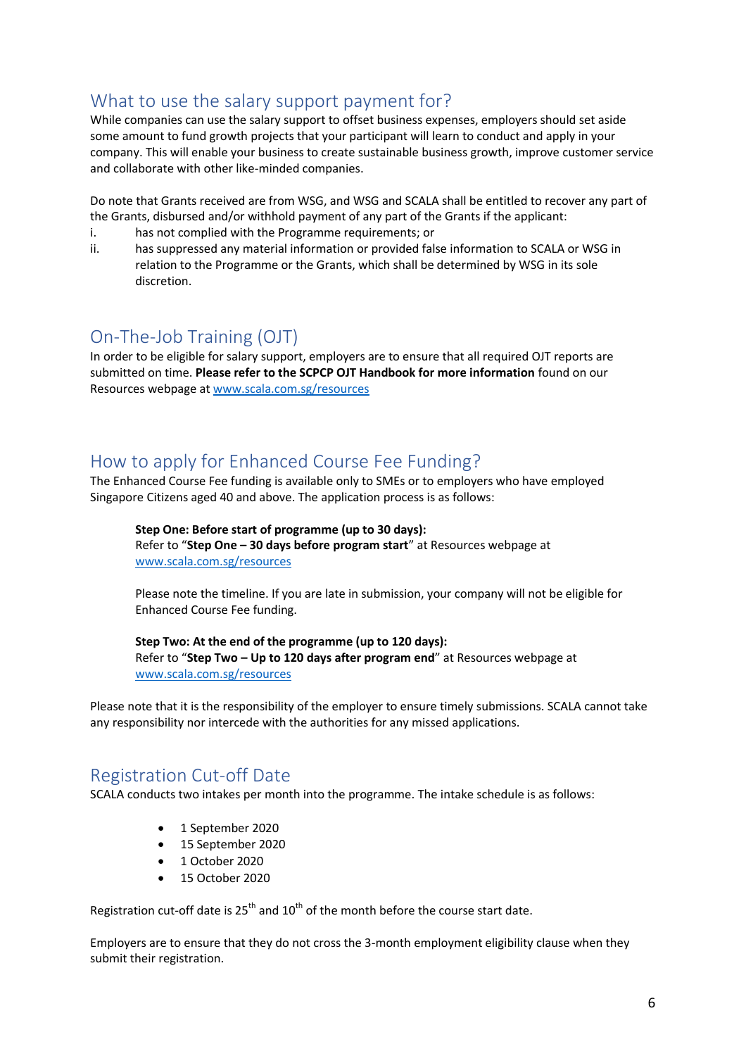## What to use the salary support payment for?

While companies can use the salary support to offset business expenses, employers should set aside some amount to fund growth projects that your participant will learn to conduct and apply in your company. This will enable your business to create sustainable business growth, improve customer service and collaborate with other like-minded companies.

Do note that Grants received are from WSG, and WSG and SCALA shall be entitled to recover any part of the Grants, disbursed and/or withhold payment of any part of the Grants if the applicant:

i. has not complied with the Programme requirements; or
ii. has suppressed any material information or provided false information to SCALA or WSG in relation to the Programme or the Grants, which shall be determined by WSG in its sole discretion.

## On-The-Job Training (OJT)

In order to be eligible for salary support, employers are to ensure that all required OJT reports are submitted on time. **Please refer to the SCPCP OJT Handbook for more information** found on our Resources webpage at www.scala.com.sg/resources

## How to apply for Enhanced Course Fee Funding?

The Enhanced Course Fee funding is available only to SMEs or to employers who have employed Singapore Citizens aged 40 and above. The application process is as follows:

**Step One: Before start of programme (up to 30 days):**
Refer to "**Step One – 30 days before program start**" at Resources webpage at www.scala.com.sg/resources

Please note the timeline. If you are late in submission, your company will not be eligible for Enhanced Course Fee funding.

**Step Two: At the end of the programme (up to 120 days):**
Refer to "**Step Two – Up to 120 days after program end**" at Resources webpage at www.scala.com.sg/resources

Please note that it is the responsibility of the employer to ensure timely submissions. SCALA cannot take any responsibility nor intercede with the authorities for any missed applications.

## Registration Cut-off Date

SCALA conducts two intakes per month into the programme. The intake schedule is as follows:

- 1 September 2020
- 15 September 2020
- 1 October 2020
- 15 October 2020

Registration cut-off date is 25th and 10th of the month before the course start date.

Employers are to ensure that they do not cross the 3-month employment eligibility clause when they submit their registration.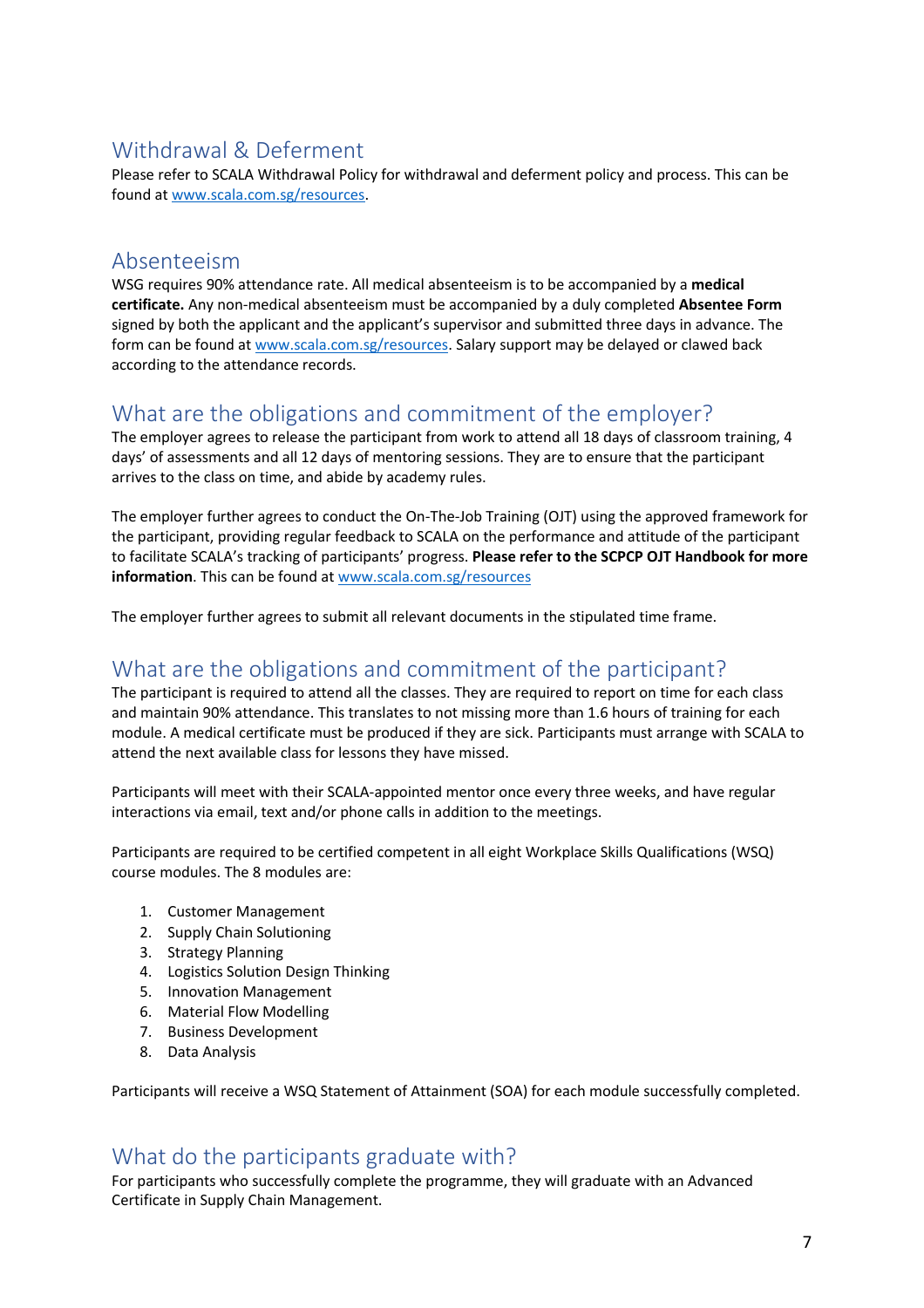## Withdrawal & Deferment

Please refer to SCALA Withdrawal Policy for withdrawal and deferment policy and process. This can be found at [www.scala.com.sg/resources](www.scala.com.sg/resources).

## Absenteeism

WSG requires 90% attendance rate. All medical absenteeism is to be accompanied by a **medical certificate.** Any non-medical absenteeism must be accompanied by a duly completed **Absentee Form** signed by both the applicant and the applicant's supervisor and submitted three days in advance. The form can be found at [www.scala.com.sg/resources](www.scala.com.sg/resources). Salary support may be delayed or clawed back according to the attendance records.

## What are the obligations and commitment of the employer?

The employer agrees to release the participant from work to attend all 18 days of classroom training, 4 days' of assessments and all 12 days of mentoring sessions. They are to ensure that the participant arrives to the class on time, and abide by academy rules.

The employer further agrees to conduct the On-The-Job Training (OJT) using the approved framework for the participant, providing regular feedback to SCALA on the performance and attitude of the participant to facilitate SCALA's tracking of participants' progress. **Please refer to the SCPCP OJT Handbook for more information**. This can be found at [www.scala.com.sg/resources](www.scala.com.sg/resources)

The employer further agrees to submit all relevant documents in the stipulated time frame.

## What are the obligations and commitment of the participant?

The participant is required to attend all the classes. They are required to report on time for each class and maintain 90% attendance. This translates to not missing more than 1.6 hours of training for each module. A medical certificate must be produced if they are sick. Participants must arrange with SCALA to attend the next available class for lessons they have missed.

Participants will meet with their SCALA-appointed mentor once every three weeks, and have regular interactions via email, text and/or phone calls in addition to the meetings.

Participants are required to be certified competent in all eight Workplace Skills Qualifications (WSQ) course modules. The 8 modules are:

1. Customer Management
2. Supply Chain Solutioning
3. Strategy Planning
4. Logistics Solution Design Thinking
5. Innovation Management
6. Material Flow Modelling
7. Business Development
8. Data Analysis

Participants will receive a WSQ Statement of Attainment (SOA) for each module successfully completed.

## What do the participants graduate with?

For participants who successfully complete the programme, they will graduate with an Advanced Certificate in Supply Chain Management.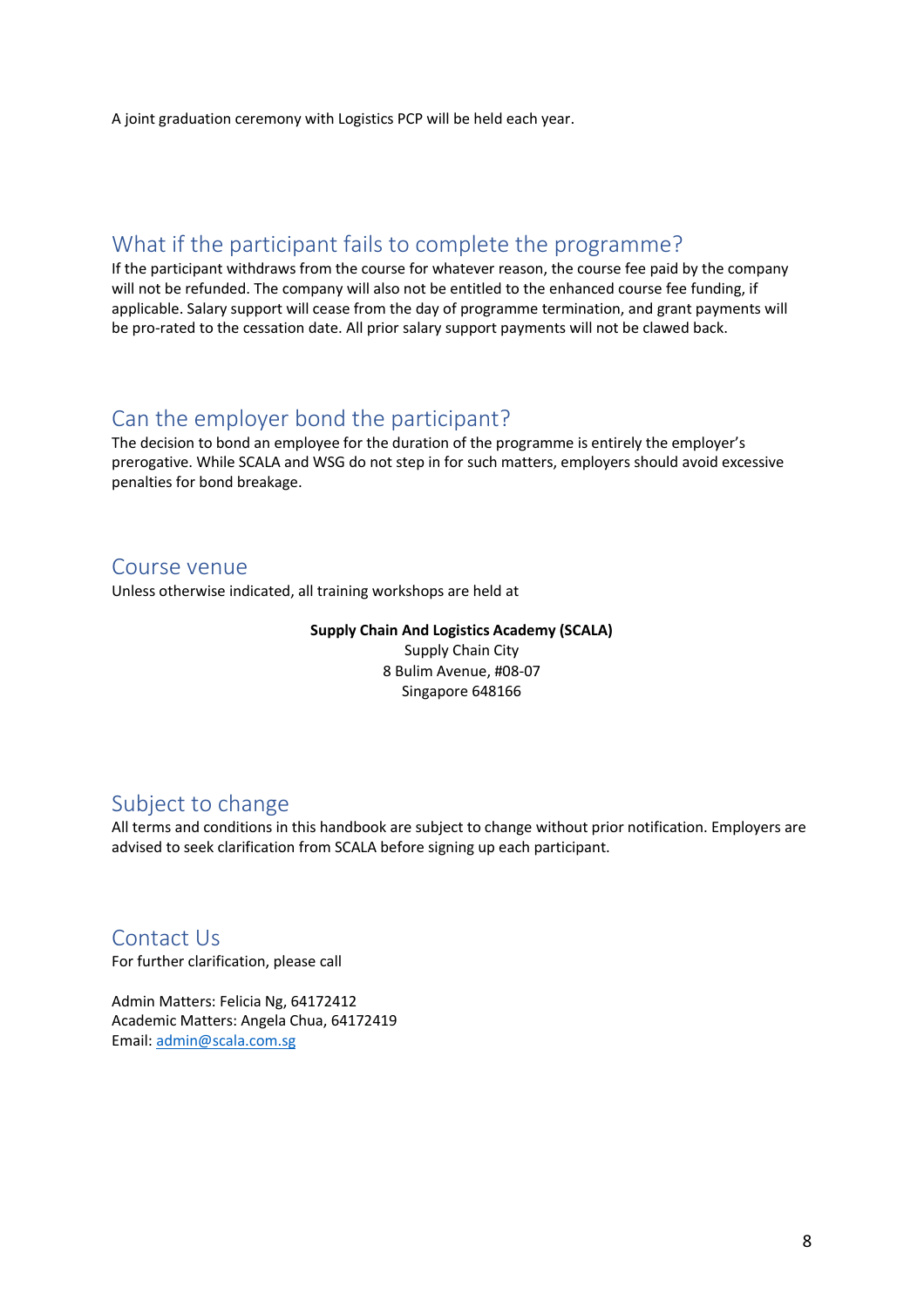A joint graduation ceremony with Logistics PCP will be held each year.

## What if the participant fails to complete the programme?

If the participant withdraws from the course for whatever reason, the course fee paid by the company will not be refunded. The company will also not be entitled to the enhanced course fee funding, if applicable. Salary support will cease from the day of programme termination, and grant payments will be pro-rated to the cessation date. All prior salary support payments will not be clawed back.

## Can the employer bond the participant?

The decision to bond an employee for the duration of the programme is entirely the employer's prerogative. While SCALA and WSG do not step in for such matters, employers should avoid excessive penalties for bond breakage.

## Course venue

Unless otherwise indicated, all training workshops are held at

**Supply Chain And Logistics Academy (SCALA)**
Supply Chain City
8 Bulim Avenue, #08-07
Singapore 648166

## Subject to change

All terms and conditions in this handbook are subject to change without prior notification. Employers are advised to seek clarification from SCALA before signing up each participant.

## Contact Us

For further clarification, please call

Admin Matters: Felicia Ng, 64172412
Academic Matters: Angela Chua, 64172419
Email: admin@scala.com.sg